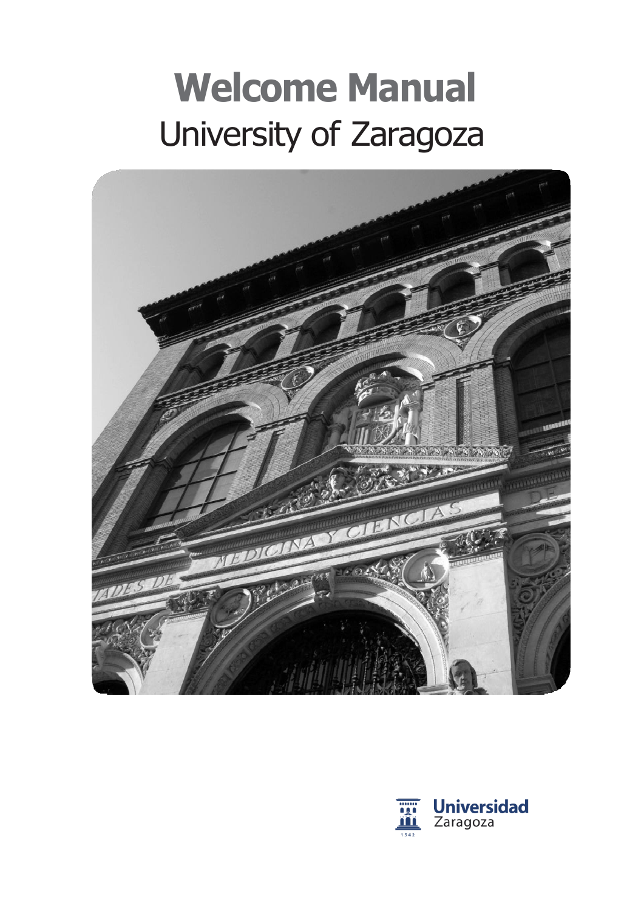# Welcome Manual

University of Zaragoza

Universidad Zaragoza

1542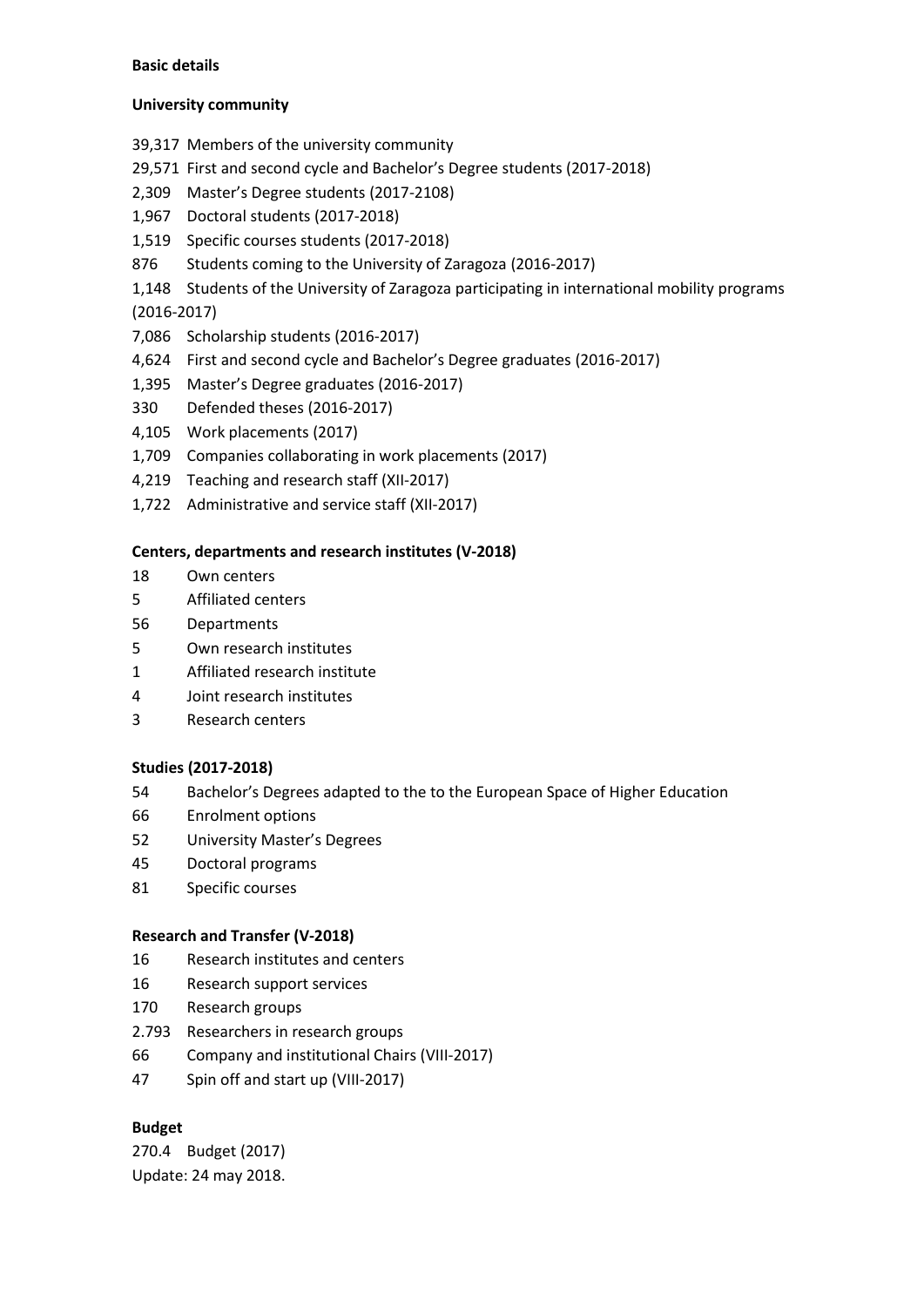**Basic details**

**University community**

39,317 Members of the university community
29,571 First and second cycle and Bachelor's Degree students (2017-2018)
2,309 Master's Degree students (2017-2108)
1,967 Doctoral students (2017-2018)
1,519 Specific courses students (2017-2018)
876 Students coming to the University of Zaragoza (2016-2017)
1,148 Students of the University of Zaragoza participating in international mobility programs (2016-2017)
7,086 Scholarship students (2016-2017)
4,624 First and second cycle and Bachelor's Degree graduates (2016-2017)
1,395 Master's Degree graduates (2016-2017)
330 Defended theses (2016-2017)
4,105 Work placements (2017)
1,709 Companies collaborating in work placements (2017)
4,219 Teaching and research staff (XII-2017)
1,722 Administrative and service staff (XII-2017)

**Centers, departments and research institutes (V-2018)**

18 Own centers
5 Affiliated centers
56 Departments
5 Own research institutes
1 Affiliated research institute
4 Joint research institutes
3 Research centers

**Studies (2017-2018)**

54 Bachelor's Degrees adapted to the to the European Space of Higher Education
66 Enrolment options
52 University Master's Degrees
45 Doctoral programs
81 Specific courses

**Research and Transfer (V-2018)**

16 Research institutes and centers
16 Research support services
170 Research groups
2.793 Researchers in research groups
66 Company and institutional Chairs (VIII-2017)
47 Spin off and start up (VIII-2017)

**Budget**

270.4 Budget (2017)
Update: 24 may 2018.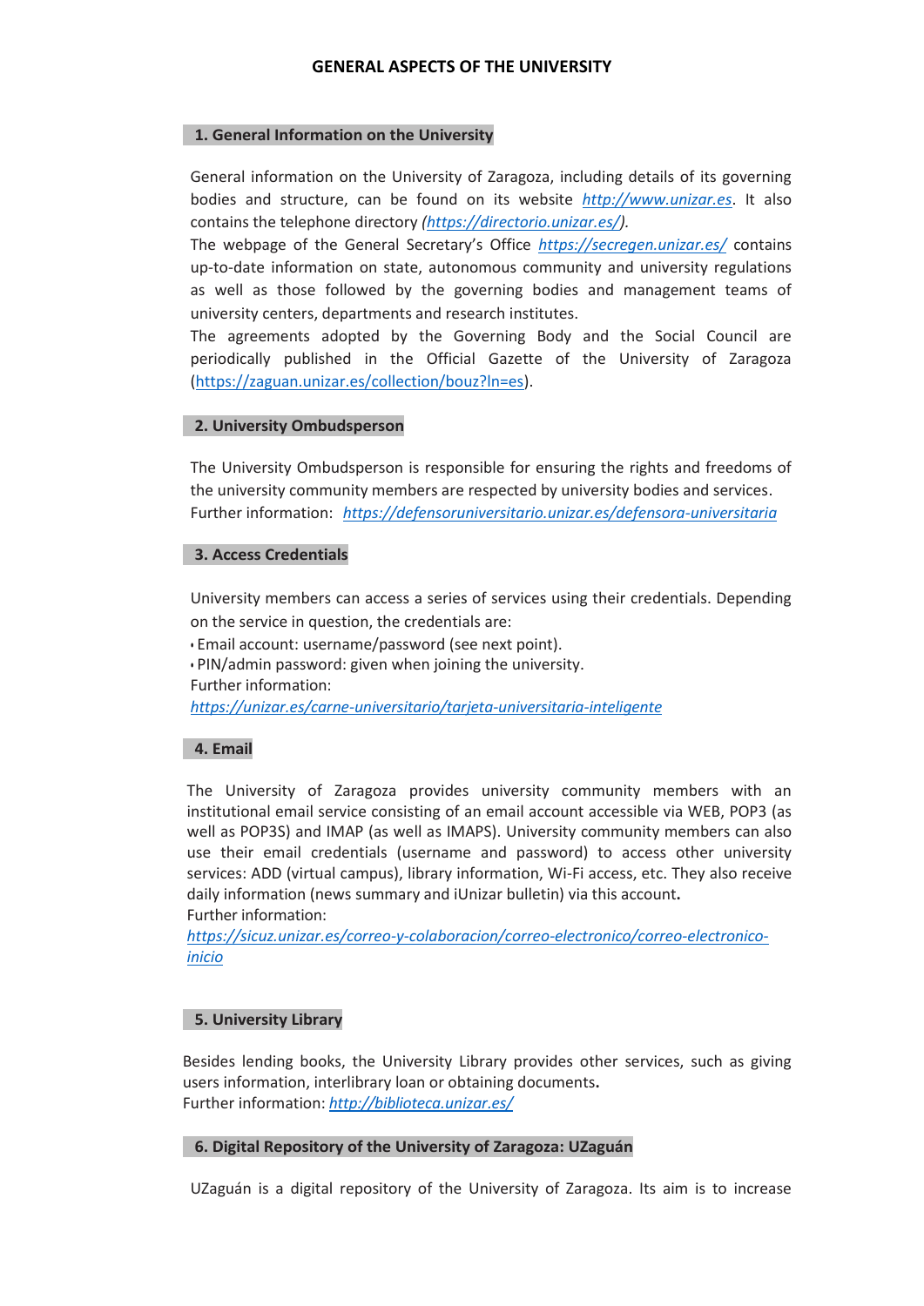# GENERAL ASPECTS OF THE UNIVERSITY

## 1. General Information on the University

General information on the University of Zaragoza, including details of its governing bodies and structure, can be found on its website *http://www.unizar.es*. It also contains the telephone directory *(https://directorio.unizar.es/)*.

The webpage of the General Secretary's Office *https://secregen.unizar.es/* contains up-to-date information on state, autonomous community and university regulations as well as those followed by the governing bodies and management teams of university centers, departments and research institutes.

The agreements adopted by the Governing Body and the Social Council are periodically published in the Official Gazette of the University of Zaragoza (https://zaguan.unizar.es/collection/bouz?ln=es).

## 2. University Ombudsperson

The University Ombudsperson is responsible for ensuring the rights and freedoms of the university community members are respected by university bodies and services.

Further information: *https://defensoruniversitario.unizar.es/defensora-universitaria*

## 3. Access Credentials

University members can access a series of services using their credentials. Depending on the service in question, the credentials are:

- Email account: username/password (see next point).
- PIN/admin password: given when joining the university.

Further information:
*https://unizar.es/carne-universitario/tarjeta-universitaria-inteligente*

## 4. Email

The University of Zaragoza provides university community members with an institutional email service consisting of an email account accessible via WEB, POP3 (as well as POP3S) and IMAP (as well as IMAPS). University community members can also use their email credentials (username and password) to access other university services: ADD (virtual campus), library information, Wi-Fi access, etc. They also receive daily information (news summary and iUnizar bulletin) via this account**.**

Further information:
*https://sicuz.unizar.es/correo-y-colaboracion/correo-electronico/correo-electronico-inicio*

## 5. University Library

Besides lending books, the University Library provides other services, such as giving users information, interlibrary loan or obtaining documents**.**

Further information: *http://biblioteca.unizar.es/*

## 6. Digital Repository of the University of Zaragoza: UZaguán

UZaguán is a digital repository of the University of Zaragoza. Its aim is to increase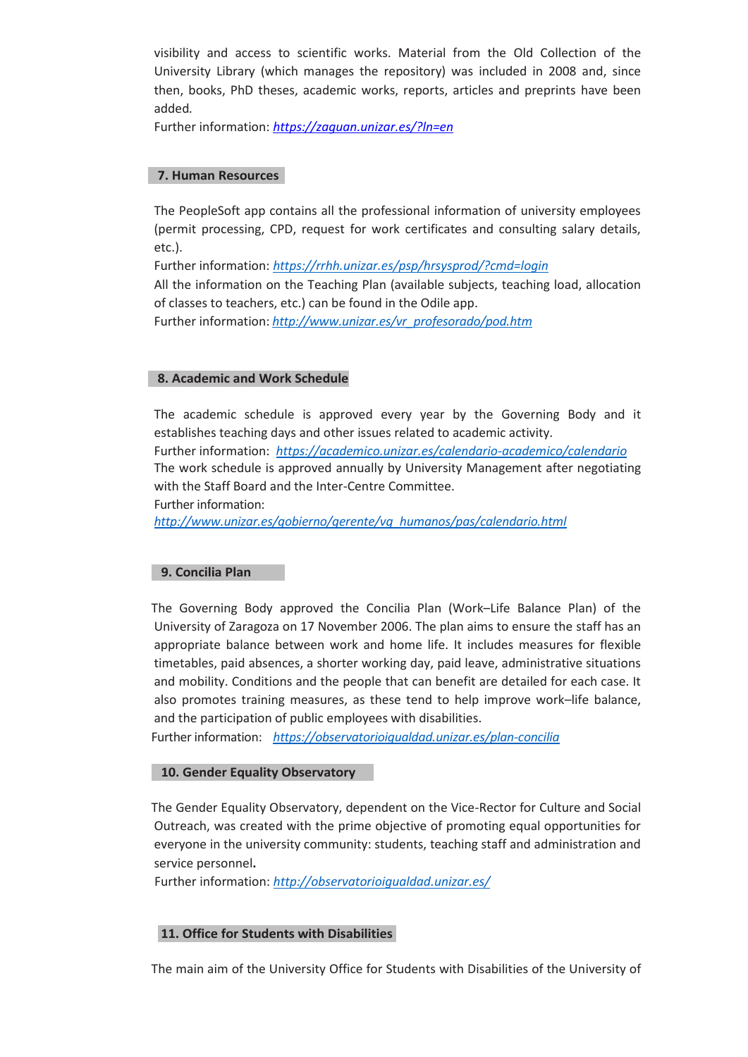visibility and access to scientific works. Material from the Old Collection of the University Library (which manages the repository) was included in 2008 and, since then, books, PhD theses, academic works, reports, articles and preprints have been added.

Further information: https://zaguan.unizar.es/?ln=en

## 7. Human Resources

The PeopleSoft app contains all the professional information of university employees (permit processing, CPD, request for work certificates and consulting salary details, etc.).

Further information: https://rrhh.unizar.es/psp/hrsysprod/?cmd=login

All the information on the Teaching Plan (available subjects, teaching load, allocation of classes to teachers, etc.) can be found in the Odile app.

Further information: http://www.unizar.es/vr_profesorado/pod.htm

## 8. Academic and Work Schedule

The academic schedule is approved every year by the Governing Body and it establishes teaching days and other issues related to academic activity.

Further information: https://academico.unizar.es/calendario-academico/calendario

The work schedule is approved annually by University Management after negotiating with the Staff Board and the Inter-Centre Committee.

Further information:
http://www.unizar.es/gobierno/gerente/vg_humanos/pas/calendario.html

## 9. Concilia Plan

The Governing Body approved the Concilia Plan (Work–Life Balance Plan) of the University of Zaragoza on 17 November 2006. The plan aims to ensure the staff has an appropriate balance between work and home life. It includes measures for flexible timetables, paid absences, a shorter working day, paid leave, administrative situations and mobility. Conditions and the people that can benefit are detailed for each case. It also promotes training measures, as these tend to help improve work–life balance, and the participation of public employees with disabilities.

Further information: https://observatorioigualdad.unizar.es/plan-concilia

## 10. Gender Equality Observatory

The Gender Equality Observatory, dependent on the Vice-Rector for Culture and Social Outreach, was created with the prime objective of promoting equal opportunities for everyone in the university community: students, teaching staff and administration and service personnel.

Further information: http://observatorioigualdad.unizar.es/

## 11. Office for Students with Disabilities

The main aim of the University Office for Students with Disabilities of the University of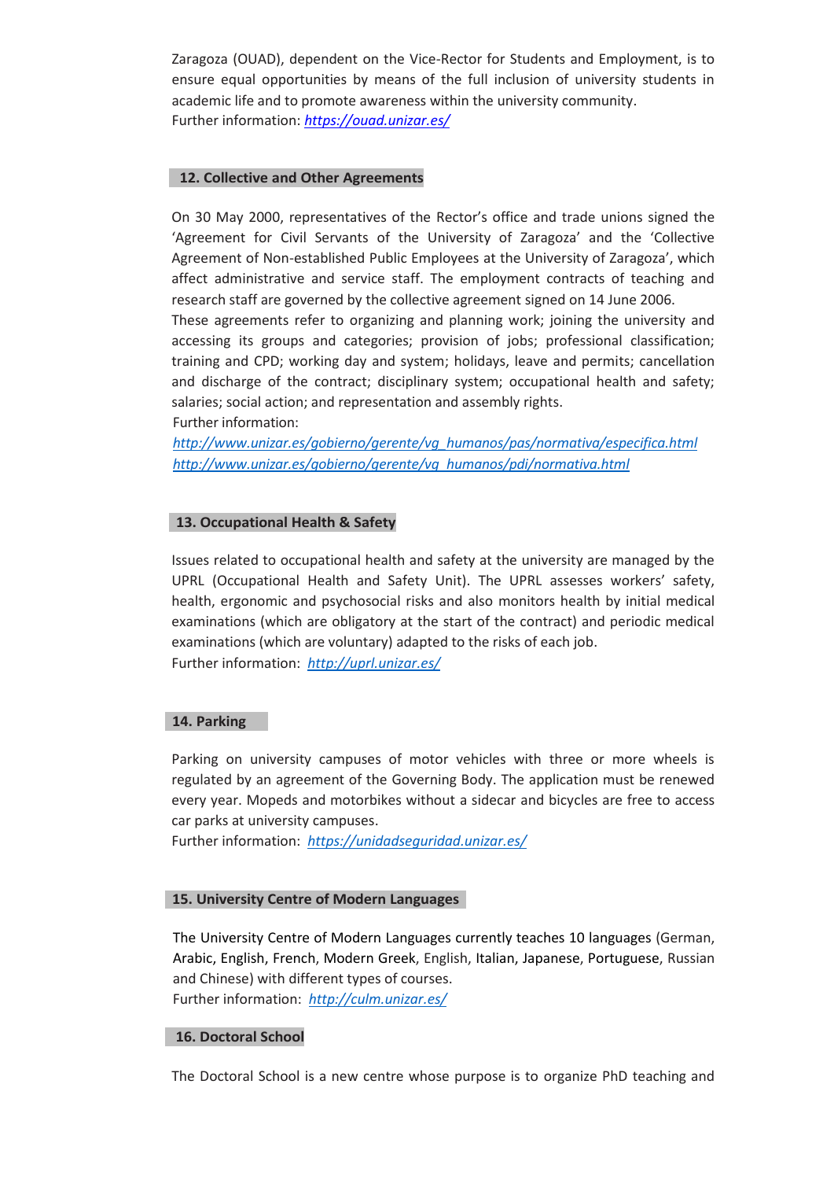Zaragoza (OUAD), dependent on the Vice-Rector for Students and Employment, is to ensure equal opportunities by means of the full inclusion of university students in academic life and to promote awareness within the university community.
Further information: *https://ouad.unizar.es/*

## 12. Collective and Other Agreements

On 30 May 2000, representatives of the Rector's office and trade unions signed the 'Agreement for Civil Servants of the University of Zaragoza' and the 'Collective Agreement of Non-established Public Employees at the University of Zaragoza', which affect administrative and service staff. The employment contracts of teaching and research staff are governed by the collective agreement signed on 14 June 2006.
These agreements refer to organizing and planning work; joining the university and accessing its groups and categories; provision of jobs; professional classification; training and CPD; working day and system; holidays, leave and permits; cancellation and discharge of the contract; disciplinary system; occupational health and safety; salaries; social action; and representation and assembly rights.
Further information:
*http://www.unizar.es/gobierno/gerente/vg_humanos/pas/normativa/especifica.html*
*http://www.unizar.es/gobierno/gerente/vg_humanos/pdi/normativa.html*

## 13. Occupational Health & Safety

Issues related to occupational health and safety at the university are managed by the UPRL (Occupational Health and Safety Unit). The UPRL assesses workers' safety, health, ergonomic and psychosocial risks and also monitors health by initial medical examinations (which are obligatory at the start of the contract) and periodic medical examinations (which are voluntary) adapted to the risks of each job.
Further information: *http://uprl.unizar.es/*

## 14. Parking

Parking on university campuses of motor vehicles with three or more wheels is regulated by an agreement of the Governing Body. The application must be renewed every year. Mopeds and motorbikes without a sidecar and bicycles are free to access car parks at university campuses.
Further information: *https://unidadseguridad.unizar.es/*

## 15. University Centre of Modern Languages

The University Centre of Modern Languages currently teaches 10 languages (German, Arabic, English, French, Modern Greek, English, Italian, Japanese, Portuguese, Russian and Chinese) with different types of courses.
Further information: *http://culm.unizar.es/*

## 16. Doctoral School

The Doctoral School is a new centre whose purpose is to organize PhD teaching and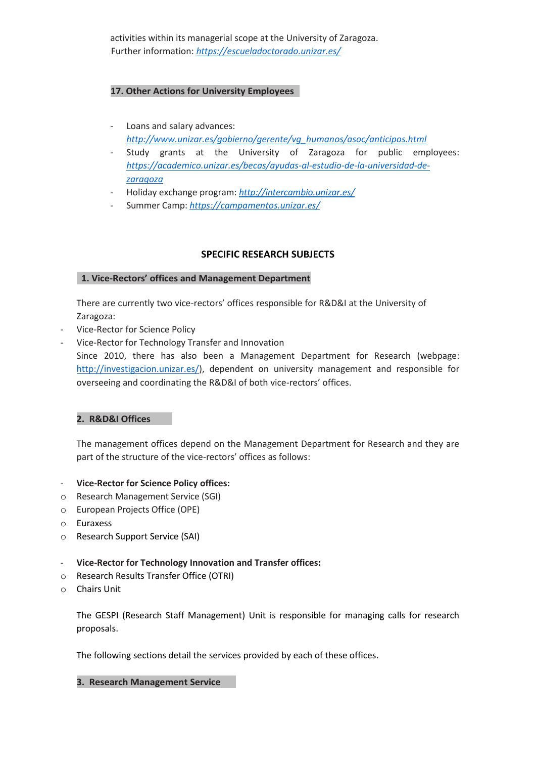activities within its managerial scope at the University of Zaragoza.
Further information: [https://escueladoctorado.unizar.es/](https://escueladoctorado.unizar.es/)

## 17. Other Actions for University Employees

- Loans and salary advances: [http://www.unizar.es/gobierno/gerente/vg_humanos/asoc/anticipos.html](http://www.unizar.es/gobierno/gerente/vg_humanos/asoc/anticipos.html)
- Study grants at the University of Zaragoza for public employees: [https://academico.unizar.es/becas/ayudas-al-estudio-de-la-universidad-de-zaragoza](https://academico.unizar.es/becas/ayudas-al-estudio-de-la-universidad-de-zaragoza)
- Holiday exchange program: [http://intercambio.unizar.es/](http://intercambio.unizar.es/)
- Summer Camp: [https://campamentos.unizar.es/](https://campamentos.unizar.es/)

# SPECIFIC RESEARCH SUBJECTS

## 1. Vice-Rectors' offices and Management Department

There are currently two vice-rectors' offices responsible for R&D&I at the University of Zaragoza:

- Vice-Rector for Science Policy
- Vice-Rector for Technology Transfer and Innovation

Since 2010, there has also been a Management Department for Research (webpage: [http://investigacion.unizar.es/](http://investigacion.unizar.es/)), dependent on university management and responsible for overseeing and coordinating the R&D&I of both vice-rectors' offices.

## 2. R&D&I Offices

The management offices depend on the Management Department for Research and they are part of the structure of the vice-rectors' offices as follows:

- **Vice-Rector for Science Policy offices:**
  - Research Management Service (SGI)
  - European Projects Office (OPE)
  - Euraxess
  - Research Support Service (SAI)

- **Vice-Rector for Technology Innovation and Transfer offices:**
  - Research Results Transfer Office (OTRI)
  - Chairs Unit

The GESPI (Research Staff Management) Unit is responsible for managing calls for research proposals.

The following sections detail the services provided by each of these offices.

## 3. Research Management Service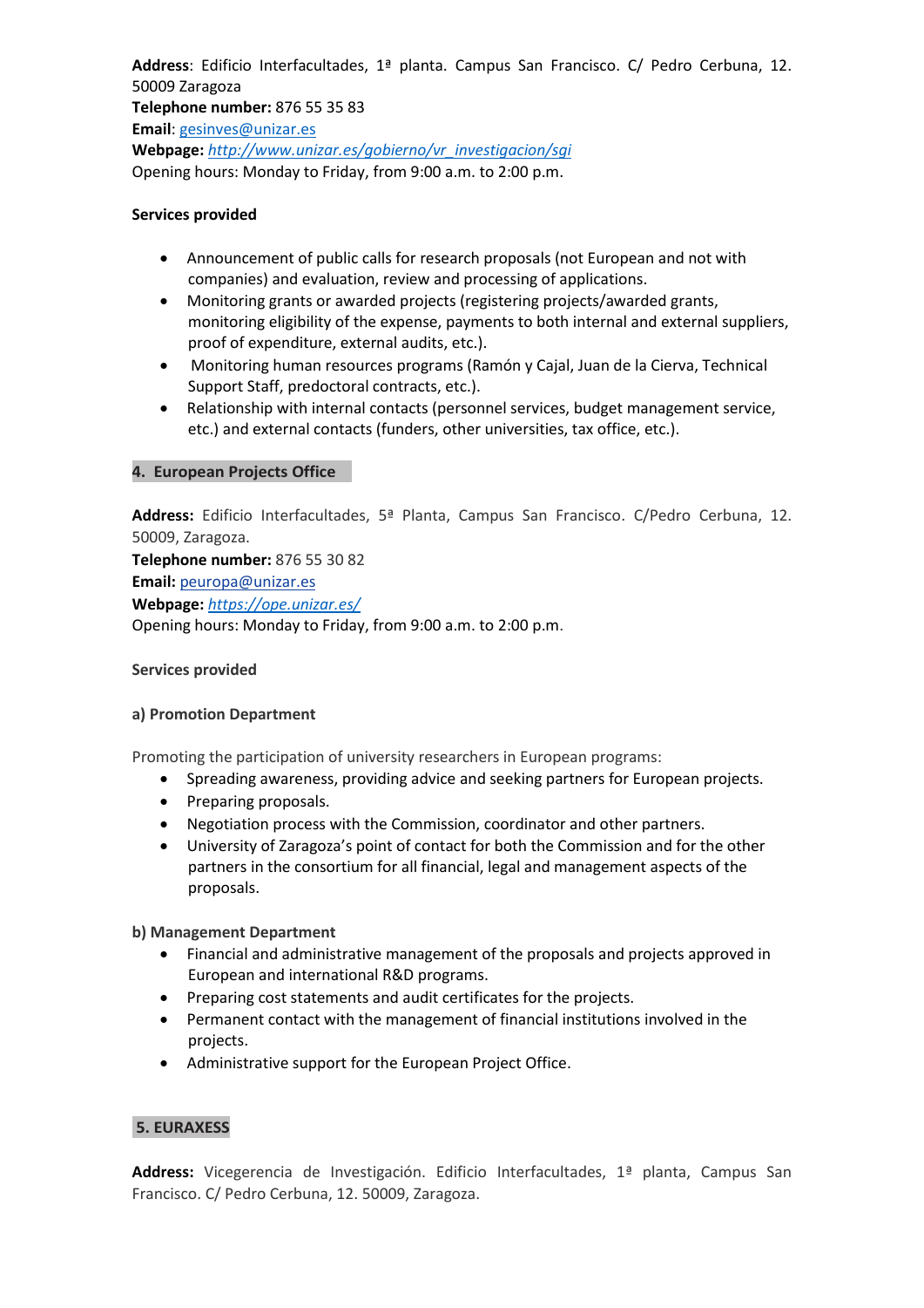**Address**: Edificio Interfacultades, 1ª planta. Campus San Francisco. C/ Pedro Cerbuna, 12. 50009 Zaragoza
**Telephone number:** 876 55 35 83
**Email**: gesinves@unizar.es
**Webpage:** *http://www.unizar.es/gobierno/vr_investigacion/sgi*
Opening hours: Monday to Friday, from 9:00 a.m. to 2:00 p.m.

**Services provided**

- Announcement of public calls for research proposals (not European and not with companies) and evaluation, review and processing of applications.
- Monitoring grants or awarded projects (registering projects/awarded grants, monitoring eligibility of the expense, payments to both internal and external suppliers, proof of expenditure, external audits, etc.).
- Monitoring human resources programs (Ramón y Cajal, Juan de la Cierva, Technical Support Staff, predoctoral contracts, etc.).
- Relationship with internal contacts (personnel services, budget management service, etc.) and external contacts (funders, other universities, tax office, etc.).

## 4. European Projects Office

**Address:** Edificio Interfacultades, 5ª Planta, Campus San Francisco. C/Pedro Cerbuna, 12. 50009, Zaragoza.
**Telephone number:** 876 55 30 82
**Email:** peuropa@unizar.es
**Webpage:** *https://ope.unizar.es/*
Opening hours: Monday to Friday, from 9:00 a.m. to 2:00 p.m.

**Services provided**

**a) Promotion Department**

Promoting the participation of university researchers in European programs:

- Spreading awareness, providing advice and seeking partners for European projects.
- Preparing proposals.
- Negotiation process with the Commission, coordinator and other partners.
- University of Zaragoza's point of contact for both the Commission and for the other partners in the consortium for all financial, legal and management aspects of the proposals.

**b) Management Department**

- Financial and administrative management of the proposals and projects approved in European and international R&D programs.
- Preparing cost statements and audit certificates for the projects.
- Permanent contact with the management of financial institutions involved in the projects.
- Administrative support for the European Project Office.

## 5. EURAXESS

**Address:** Vicegerencia de Investigación. Edificio Interfacultades, 1ª planta, Campus San Francisco. C/ Pedro Cerbuna, 12. 50009, Zaragoza.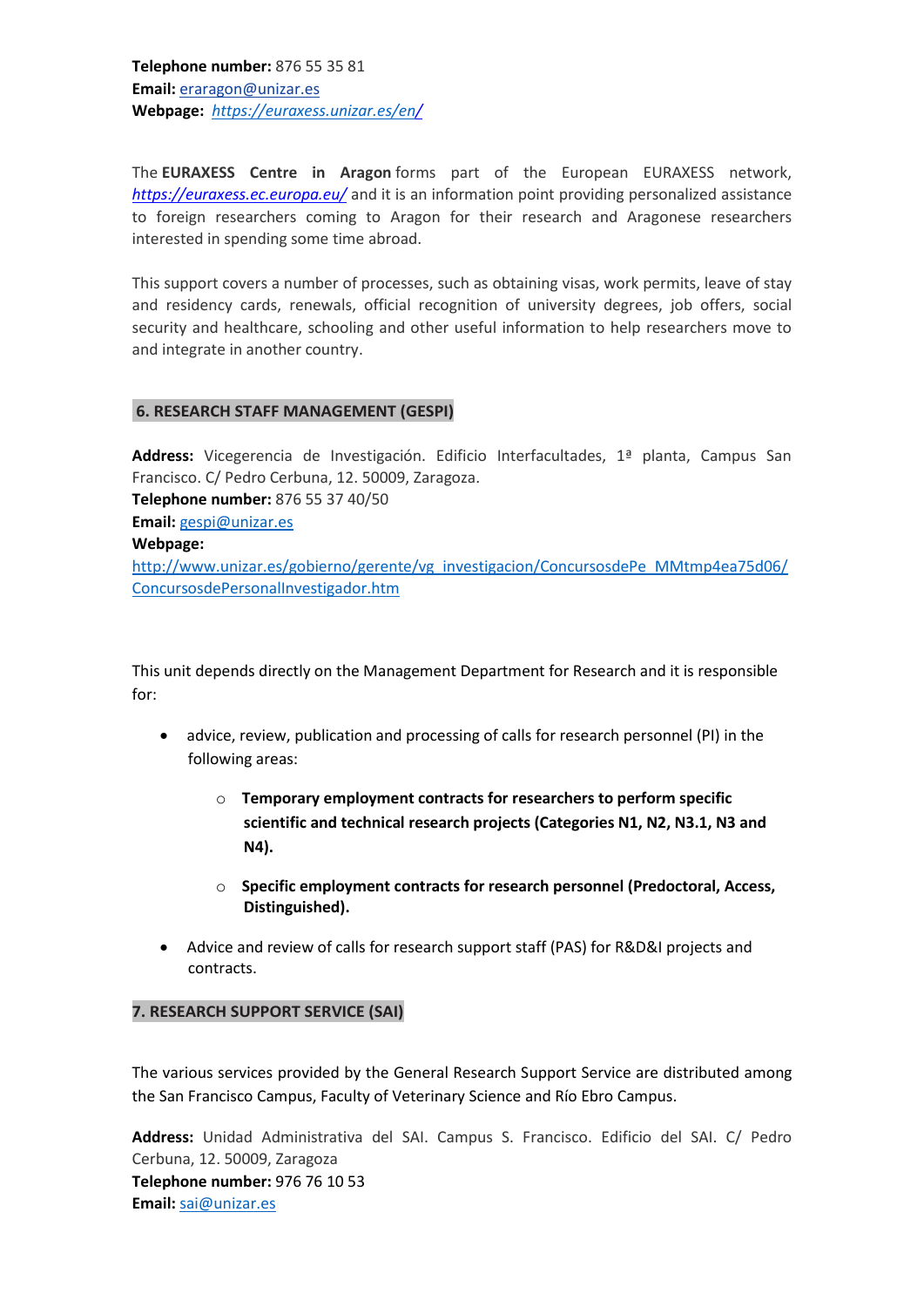**Telephone number:** 876 55 35 81
**Email:** eraragon@unizar.es
**Webpage:** *https://euraxess.unizar.es/en/*

The **EURAXESS Centre in Aragon** forms part of the European EURAXESS network, ***https://euraxess.ec.europa.eu/*** and it is an information point providing personalized assistance to foreign researchers coming to Aragon for their research and Aragonese researchers interested in spending some time abroad.

This support covers a number of processes, such as obtaining visas, work permits, leave of stay and residency cards, renewals, official recognition of university degrees, job offers, social security and healthcare, schooling and other useful information to help researchers move to and integrate in another country.

## 6. RESEARCH STAFF MANAGEMENT (GESPI)

**Address:** Vicegerencia de Investigación. Edificio Interfacultades, 1ª planta, Campus San Francisco. C/ Pedro Cerbuna, 12. 50009, Zaragoza.
**Telephone number:** 876 55 37 40/50
**Email:** gespi@unizar.es
**Webpage:**
http://www.unizar.es/gobierno/gerente/vg_investigacion/ConcursosdePe_MMtmp4ea75d06/ConcursosdePersonalInvestigador.htm

This unit depends directly on the Management Department for Research and it is responsible for:

- advice, review, publication and processing of calls for research personnel (PI) in the following areas:
  - **Temporary employment contracts for researchers to perform specific scientific and technical research projects (Categories N1, N2, N3.1, N3 and N4).**
  - **Specific employment contracts for research personnel (Predoctoral, Access, Distinguished).**
- Advice and review of calls for research support staff (PAS) for R&D&I projects and contracts.

## 7. RESEARCH SUPPORT SERVICE (SAI)

The various services provided by the General Research Support Service are distributed among the San Francisco Campus, Faculty of Veterinary Science and Río Ebro Campus.

**Address:** Unidad Administrativa del SAI. Campus S. Francisco. Edificio del SAI. C/ Pedro Cerbuna, 12. 50009, Zaragoza
**Telephone number:** 976 76 10 53
**Email:** sai@unizar.es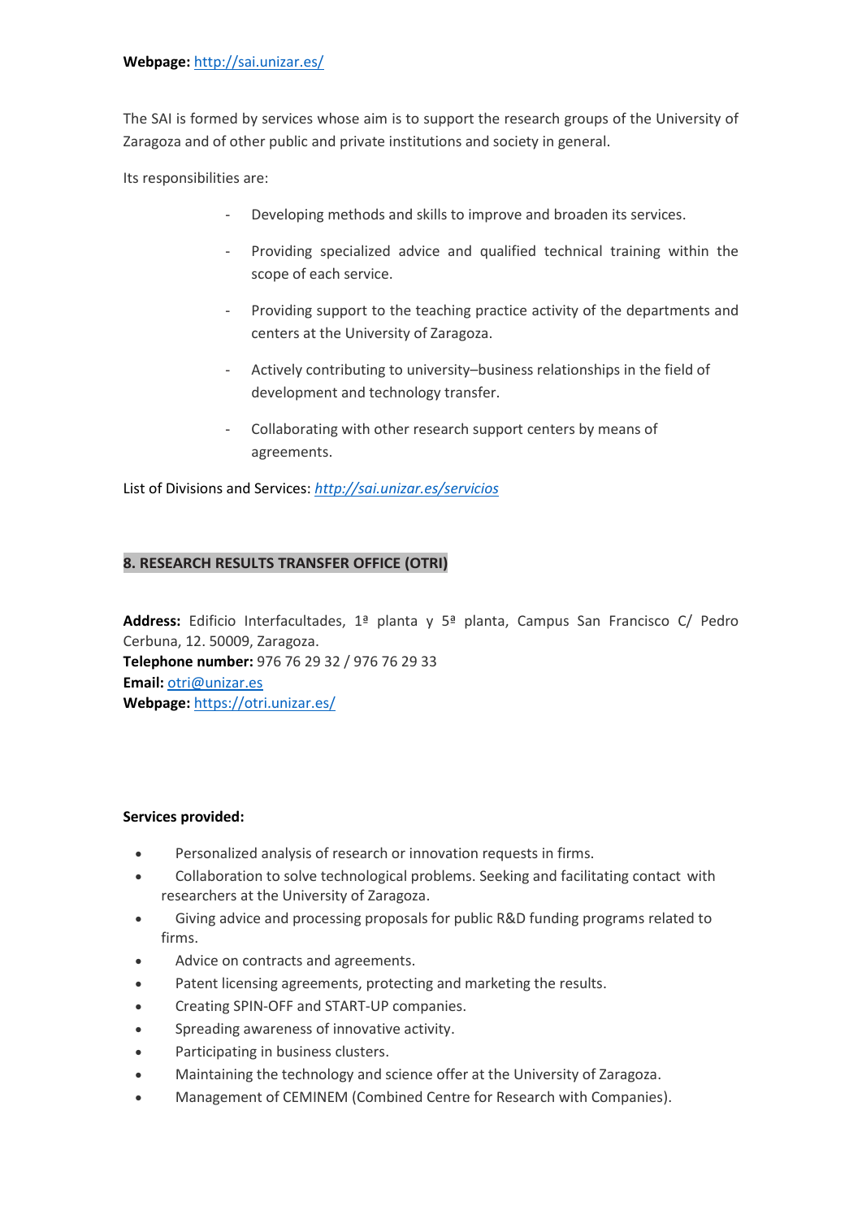**Webpage:** http://sai.unizar.es/

The SAI is formed by services whose aim is to support the research groups of the University of Zaragoza and of other public and private institutions and society in general.

Its responsibilities are:

- Developing methods and skills to improve and broaden its services.
- Providing specialized advice and qualified technical training within the scope of each service.
- Providing support to the teaching practice activity of the departments and centers at the University of Zaragoza.
- Actively contributing to university–business relationships in the field of development and technology transfer.
- Collaborating with other research support centers by means of agreements.

List of Divisions and Services: *http://sai.unizar.es/servicios*

## 8. RESEARCH RESULTS TRANSFER OFFICE (OTRI)

**Address:** Edificio Interfacultades, 1ª planta y 5ª planta, Campus San Francisco C/ Pedro Cerbuna, 12. 50009, Zaragoza.
**Telephone number:** 976 76 29 32 / 976 76 29 33
**Email:** otri@unizar.es
**Webpage:** https://otri.unizar.es/

**Services provided:**

- Personalized analysis of research or innovation requests in firms.
- Collaboration to solve technological problems. Seeking and facilitating contact with researchers at the University of Zaragoza.
- Giving advice and processing proposals for public R&D funding programs related to firms.
- Advice on contracts and agreements.
- Patent licensing agreements, protecting and marketing the results.
- Creating SPIN-OFF and START-UP companies.
- Spreading awareness of innovative activity.
- Participating in business clusters.
- Maintaining the technology and science offer at the University of Zaragoza.
- Management of CEMINEM (Combined Centre for Research with Companies).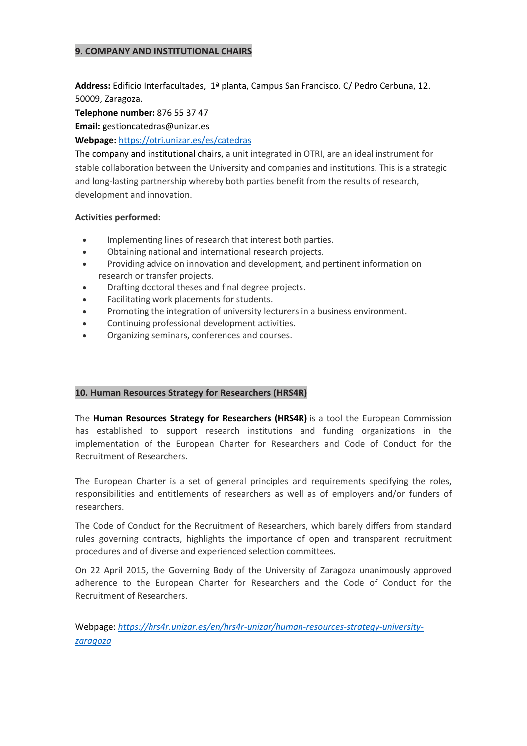## 9. COMPANY AND INSTITUTIONAL CHAIRS

**Address:** Edificio Interfacultades, 1ª planta, Campus San Francisco. C/ Pedro Cerbuna, 12. 50009, Zaragoza.
**Telephone number:** 876 55 37 47
**Email:** gestioncatedras@unizar.es
**Webpage:** https://otri.unizar.es/es/catedras

The company and institutional chairs, a unit integrated in OTRI, are an ideal instrument for stable collaboration between the University and companies and institutions. This is a strategic and long-lasting partnership whereby both parties benefit from the results of research, development and innovation.

**Activities performed:**

- Implementing lines of research that interest both parties.
- Obtaining national and international research projects.
- Providing advice on innovation and development, and pertinent information on research or transfer projects.
- Drafting doctoral theses and final degree projects.
- Facilitating work placements for students.
- Promoting the integration of university lecturers in a business environment.
- Continuing professional development activities.
- Organizing seminars, conferences and courses.

## 10. Human Resources Strategy for Researchers (HRS4R)

The **Human Resources Strategy for Researchers (HRS4R)** is a tool the European Commission has established to support research institutions and funding organizations in the implementation of the European Charter for Researchers and Code of Conduct for the Recruitment of Researchers.

The European Charter is a set of general principles and requirements specifying the roles, responsibilities and entitlements of researchers as well as of employers and/or funders of researchers.

The Code of Conduct for the Recruitment of Researchers, which barely differs from standard rules governing contracts, highlights the importance of open and transparent recruitment procedures and of diverse and experienced selection committees.

On 22 April 2015, the Governing Body of the University of Zaragoza unanimously approved adherence to the European Charter for Researchers and the Code of Conduct for the Recruitment of Researchers.

Webpage: *https://hrs4r.unizar.es/en/hrs4r-unizar/human-resources-strategy-university-zaragoza*